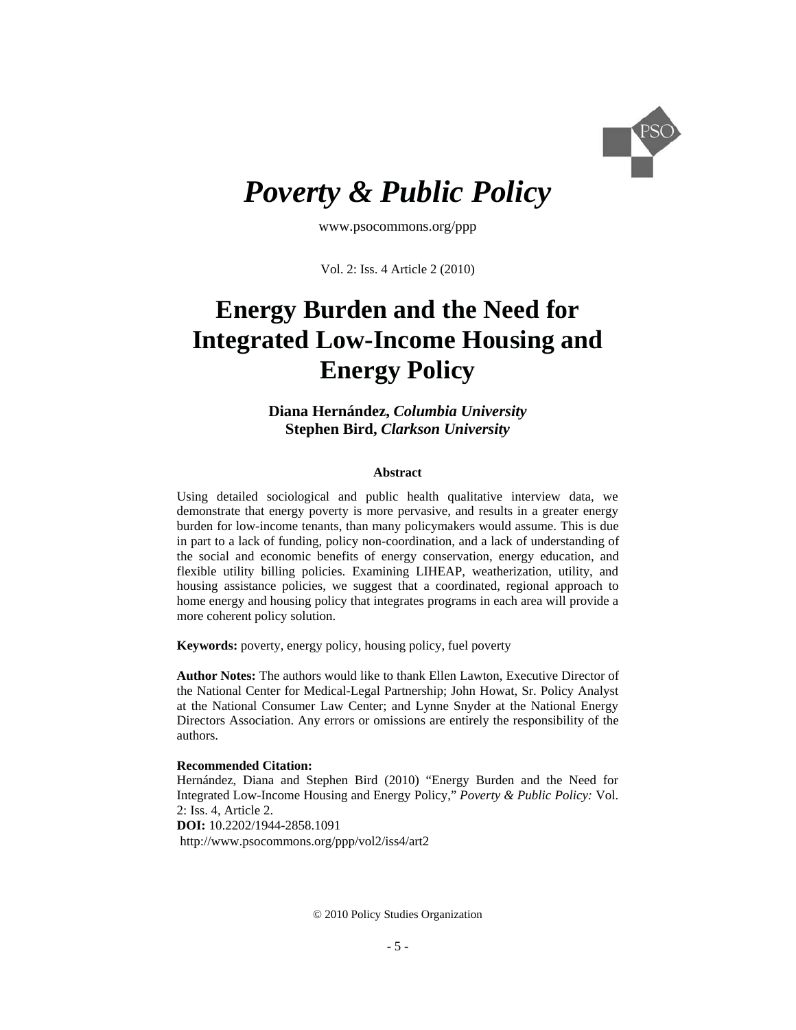# *Poverty & Public Policy*

www.psocommons.org/ppp

Vol. 2: Iss. 4 Article 2 (2010)

# Energy Burden and the Need for Integrated Low-Income Housing and Energy Policy

**Diana Hernández, *Columbia University***
**Stephen Bird, *Clarkson University***

### Abstract

Using detailed sociological and public health qualitative interview data, we demonstrate that energy poverty is more pervasive, and results in a greater energy burden for low-income tenants, than many policymakers would assume. This is due in part to a lack of funding, policy non-coordination, and a lack of understanding of the social and economic benefits of energy conservation, energy education, and flexible utility billing policies. Examining LIHEAP, weatherization, utility, and housing assistance policies, we suggest that a coordinated, regional approach to home energy and housing policy that integrates programs in each area will provide a more coherent policy solution.

**Keywords:** poverty, energy policy, housing policy, fuel poverty

**Author Notes:** The authors would like to thank Ellen Lawton, Executive Director of the National Center for Medical-Legal Partnership; John Howat, Sr. Policy Analyst at the National Consumer Law Center; and Lynne Snyder at the National Energy Directors Association. Any errors or omissions are entirely the responsibility of the authors.

**Recommended Citation:**
Hernández, Diana and Stephen Bird (2010) "Energy Burden and the Need for Integrated Low-Income Housing and Energy Policy," *Poverty & Public Policy:* Vol. 2: Iss. 4, Article 2.
**DOI:** 10.2202/1944-2858.1091
http://www.psocommons.org/ppp/vol2/iss4/art2

© 2010 Policy Studies Organization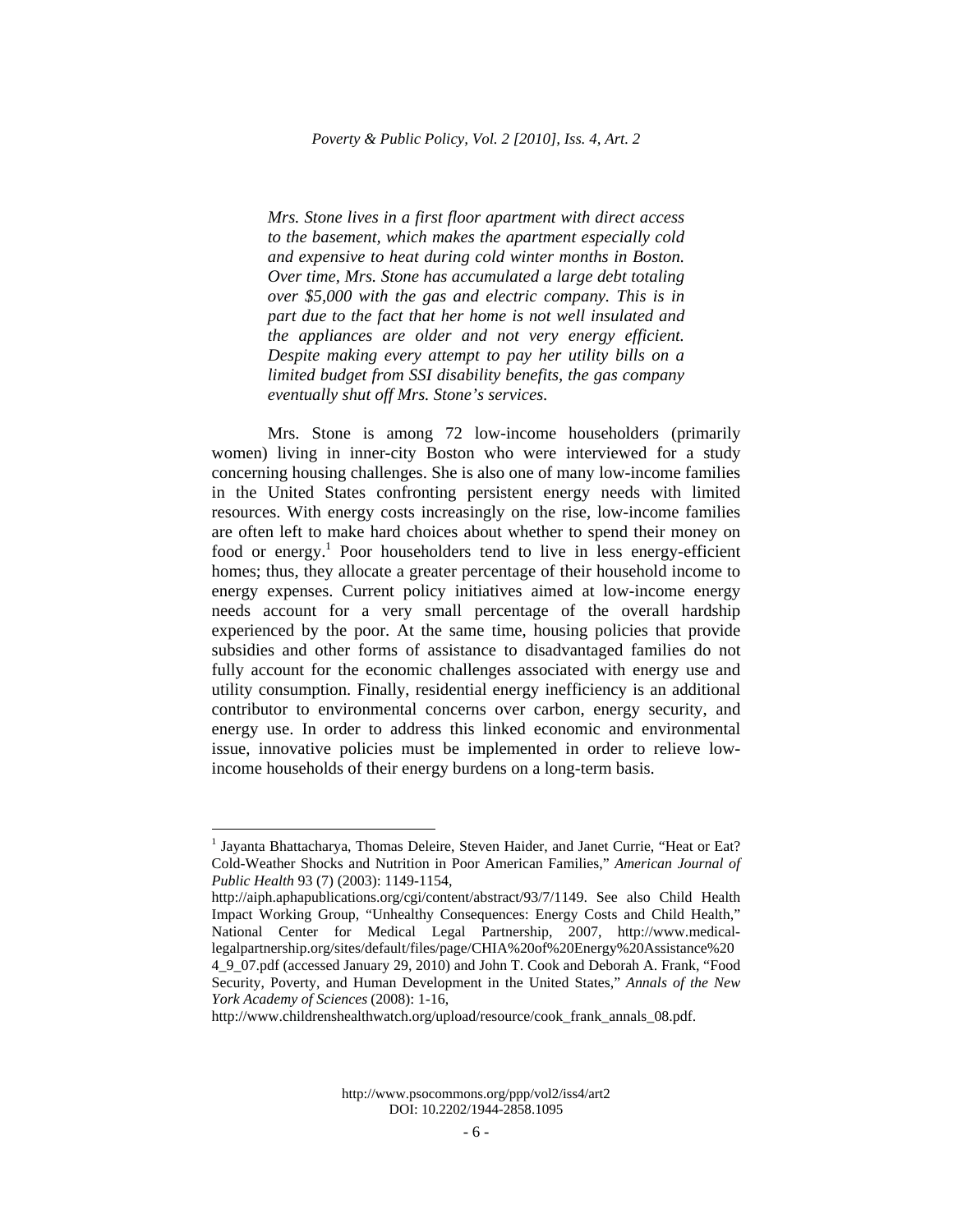*Mrs. Stone lives in a first floor apartment with direct access to the basement, which makes the apartment especially cold and expensive to heat during cold winter months in Boston. Over time, Mrs. Stone has accumulated a large debt totaling over $5,000 with the gas and electric company. This is in part due to the fact that her home is not well insulated and the appliances are older and not very energy efficient. Despite making every attempt to pay her utility bills on a limited budget from SSI disability benefits, the gas company eventually shut off Mrs. Stone's services.*

Mrs. Stone is among 72 low-income householders (primarily women) living in inner-city Boston who were interviewed for a study concerning housing challenges. She is also one of many low-income families in the United States confronting persistent energy needs with limited resources. With energy costs increasingly on the rise, low-income families are often left to make hard choices about whether to spend their money on food or energy.[1] Poor householders tend to live in less energy-efficient homes; thus, they allocate a greater percentage of their household income to energy expenses. Current policy initiatives aimed at low-income energy needs account for a very small percentage of the overall hardship experienced by the poor. At the same time, housing policies that provide subsidies and other forms of assistance to disadvantaged families do not fully account for the economic challenges associated with energy use and utility consumption. Finally, residential energy inefficiency is an additional contributor to environmental concerns over carbon, energy security, and energy use. In order to address this linked economic and environmental issue, innovative policies must be implemented in order to relieve low-income households of their energy burdens on a long-term basis.

---

[1] Jayanta Bhattacharya, Thomas Deleire, Steven Haider, and Janet Currie, "Heat or Eat? Cold-Weather Shocks and Nutrition in Poor American Families," *American Journal of Public Health* 93 (7) (2003): 1149-1154, http://aiph.aphapublications.org/cgi/content/abstract/93/7/1149. See also Child Health Impact Working Group, "Unhealthy Consequences: Energy Costs and Child Health," National Center for Medical Legal Partnership, 2007, http://www.medical-legalpartnership.org/sites/default/files/page/CHIA%20of%20Energy%20Assistance%20 4_9_07.pdf (accessed January 29, 2010) and John T. Cook and Deborah A. Frank, "Food Security, Poverty, and Human Development in the United States," *Annals of the New York Academy of Sciences* (2008): 1-16, http://www.childrenshealthwatch.org/upload/resource/cook_frank_annals_08.pdf.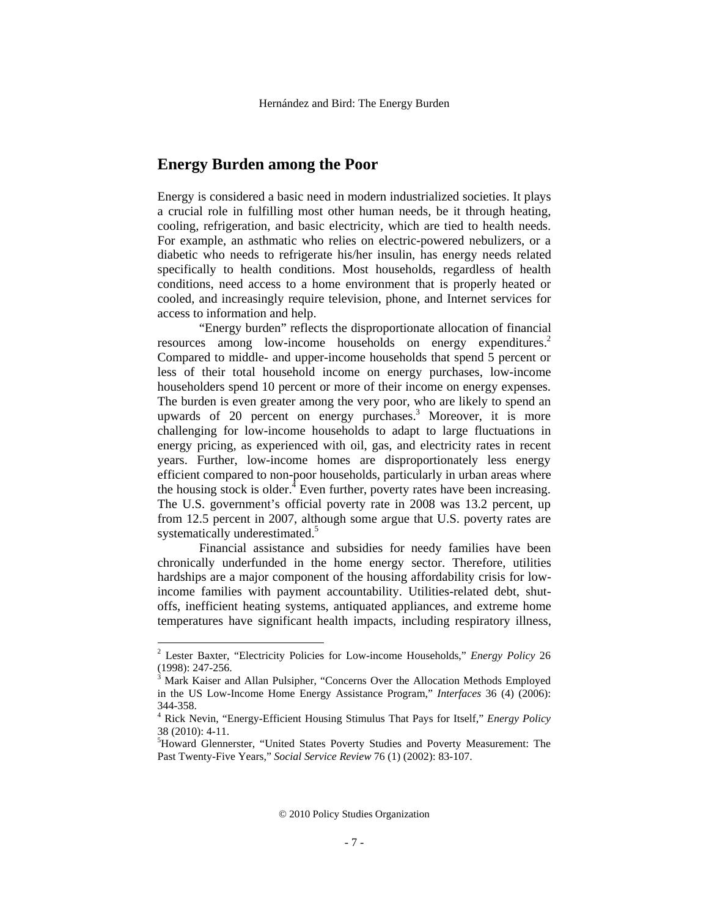## Energy Burden among the Poor

Energy is considered a basic need in modern industrialized societies. It plays a crucial role in fulfilling most other human needs, be it through heating, cooling, refrigeration, and basic electricity, which are tied to health needs. For example, an asthmatic who relies on electric-powered nebulizers, or a diabetic who needs to refrigerate his/her insulin, has energy needs related specifically to health conditions. Most households, regardless of health conditions, need access to a home environment that is properly heated or cooled, and increasingly require television, phone, and Internet services for access to information and help.

"Energy burden" reflects the disproportionate allocation of financial resources among low-income households on energy expenditures.[2] Compared to middle- and upper-income households that spend 5 percent or less of their total household income on energy purchases, low-income householders spend 10 percent or more of their income on energy expenses. The burden is even greater among the very poor, who are likely to spend an upwards of 20 percent on energy purchases.[3] Moreover, it is more challenging for low-income households to adapt to large fluctuations in energy pricing, as experienced with oil, gas, and electricity rates in recent years. Further, low-income homes are disproportionately less energy efficient compared to non-poor households, particularly in urban areas where the housing stock is older.[4] Even further, poverty rates have been increasing. The U.S. government's official poverty rate in 2008 was 13.2 percent, up from 12.5 percent in 2007, although some argue that U.S. poverty rates are systematically underestimated.[5]

Financial assistance and subsidies for needy families have been chronically underfunded in the home energy sector. Therefore, utilities hardships are a major component of the housing affordability crisis for low-income families with payment accountability. Utilities-related debt, shut-offs, inefficient heating systems, antiquated appliances, and extreme home temperatures have significant health impacts, including respiratory illness,

---

[2] Lester Baxter, "Electricity Policies for Low-income Households," *Energy Policy* 26 (1998): 247-256.

[3] Mark Kaiser and Allan Pulsipher, "Concerns Over the Allocation Methods Employed in the US Low-Income Home Energy Assistance Program," *Interfaces* 36 (4) (2006): 344-358.

[4] Rick Nevin, "Energy-Efficient Housing Stimulus That Pays for Itself," *Energy Policy* 38 (2010): 4-11.

[5] Howard Glennerster, "United States Poverty Studies and Poverty Measurement: The Past Twenty-Five Years," *Social Service Review* 76 (1) (2002): 83-107.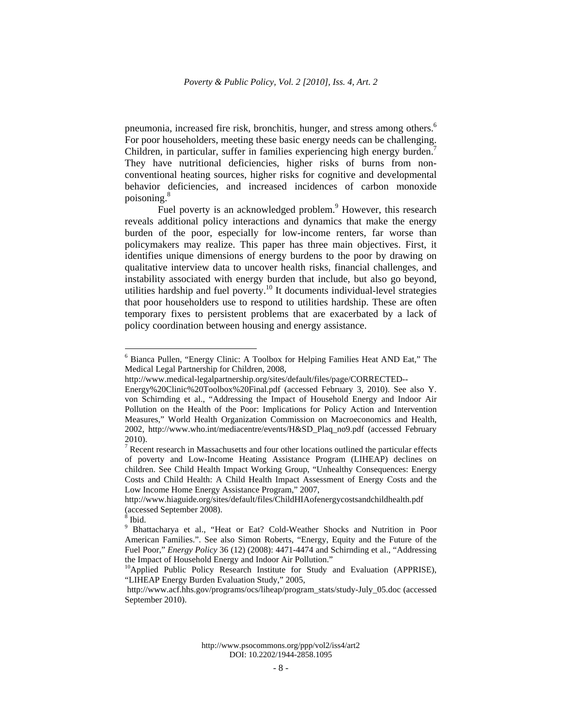pneumonia, increased fire risk, bronchitis, hunger, and stress among others.[6] For poor householders, meeting these basic energy needs can be challenging. Children, in particular, suffer in families experiencing high energy burden.[7] They have nutritional deficiencies, higher risks of burns from non-conventional heating sources, higher risks for cognitive and developmental behavior deficiencies, and increased incidences of carbon monoxide poisoning.[8]

Fuel poverty is an acknowledged problem.[9] However, this research reveals additional policy interactions and dynamics that make the energy burden of the poor, especially for low-income renters, far worse than policymakers may realize. This paper has three main objectives. First, it identifies unique dimensions of energy burdens to the poor by drawing on qualitative interview data to uncover health risks, financial challenges, and instability associated with energy burden that include, but also go beyond, utilities hardship and fuel poverty.[10] It documents individual-level strategies that poor householders use to respond to utilities hardship. These are often temporary fixes to persistent problems that are exacerbated by a lack of policy coordination between housing and energy assistance.

---

[6] Bianca Pullen, "Energy Clinic: A Toolbox for Helping Families Heat AND Eat," The Medical Legal Partnership for Children, 2008, http://www.medical-legalpartnership.org/sites/default/files/page/CORRECTED--Energy%20Clinic%20Toolbox%20Final.pdf (accessed February 3, 2010). See also Y. von Schirnding et al., "Addressing the Impact of Household Energy and Indoor Air Pollution on the Health of the Poor: Implications for Policy Action and Intervention Measures," World Health Organization Commission on Macroeconomics and Health, 2002, http://www.who.int/mediacentre/events/H&SD_Plaq_no9.pdf (accessed February 2010).

[7] Recent research in Massachusetts and four other locations outlined the particular effects of poverty and Low-Income Heating Assistance Program (LIHEAP) declines on children. See Child Health Impact Working Group, "Unhealthy Consequences: Energy Costs and Child Health: A Child Health Impact Assessment of Energy Costs and the Low Income Home Energy Assistance Program," 2007, http://www.hiaguide.org/sites/default/files/ChildHIAofenergycostsandchildhealth.pdf (accessed September 2008).

[8] Ibid.

[9] Bhattacharya et al., "Heat or Eat? Cold-Weather Shocks and Nutrition in Poor American Families.". See also Simon Roberts, "Energy, Equity and the Future of the Fuel Poor," *Energy Policy* 36 (12) (2008): 4471-4474 and Schirnding et al., "Addressing the Impact of Household Energy and Indoor Air Pollution."

[10] Applied Public Policy Research Institute for Study and Evaluation (APPRISE), "LIHEAP Energy Burden Evaluation Study," 2005, http://www.acf.hhs.gov/programs/ocs/liheap/program_stats/study-July_05.doc (accessed September 2010).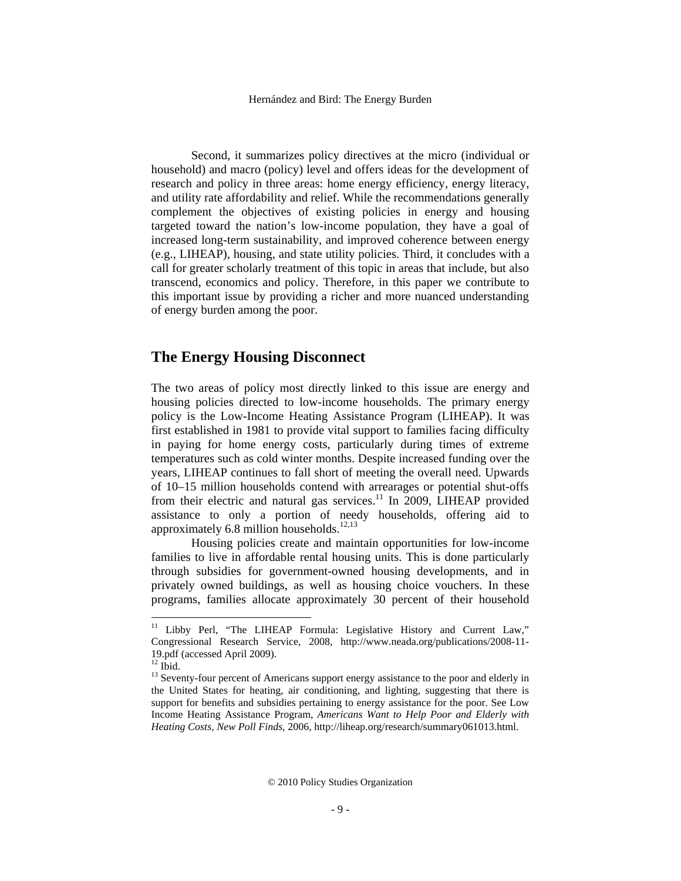Second, it summarizes policy directives at the micro (individual or household) and macro (policy) level and offers ideas for the development of research and policy in three areas: home energy efficiency, energy literacy, and utility rate affordability and relief. While the recommendations generally complement the objectives of existing policies in energy and housing targeted toward the nation's low-income population, they have a goal of increased long-term sustainability, and improved coherence between energy (e.g., LIHEAP), housing, and state utility policies. Third, it concludes with a call for greater scholarly treatment of this topic in areas that include, but also transcend, economics and policy. Therefore, in this paper we contribute to this important issue by providing a richer and more nuanced understanding of energy burden among the poor.

## The Energy Housing Disconnect

The two areas of policy most directly linked to this issue are energy and housing policies directed to low-income households. The primary energy policy is the Low-Income Heating Assistance Program (LIHEAP). It was first established in 1981 to provide vital support to families facing difficulty in paying for home energy costs, particularly during times of extreme temperatures such as cold winter months. Despite increased funding over the years, LIHEAP continues to fall short of meeting the overall need. Upwards of 10–15 million households contend with arrearages or potential shut-offs from their electric and natural gas services.[11] In 2009, LIHEAP provided assistance to only a portion of needy households, offering aid to approximately 6.8 million households.[12,13]

Housing policies create and maintain opportunities for low-income families to live in affordable rental housing units. This is done particularly through subsidies for government-owned housing developments, and in privately owned buildings, as well as housing choice vouchers. In these programs, families allocate approximately 30 percent of their household

---

[11] Libby Perl, "The LIHEAP Formula: Legislative History and Current Law," Congressional Research Service, 2008, http://www.neada.org/publications/2008-11-19.pdf (accessed April 2009).

[12] Ibid.

[13] Seventy-four percent of Americans support energy assistance to the poor and elderly in the United States for heating, air conditioning, and lighting, suggesting that there is support for benefits and subsidies pertaining to energy assistance for the poor. See Low Income Heating Assistance Program, *Americans Want to Help Poor and Elderly with Heating Costs, New Poll Finds*, 2006, http://liheap.org/research/summary061013.html.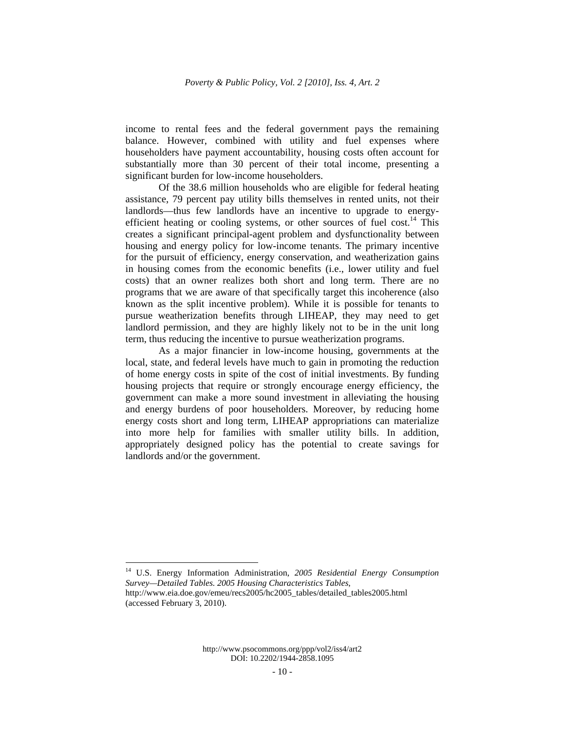income to rental fees and the federal government pays the remaining balance. However, combined with utility and fuel expenses where householders have payment accountability, housing costs often account for substantially more than 30 percent of their total income, presenting a significant burden for low-income householders.

Of the 38.6 million households who are eligible for federal heating assistance, 79 percent pay utility bills themselves in rented units, not their landlords—thus few landlords have an incentive to upgrade to energy-efficient heating or cooling systems, or other sources of fuel cost.[14] This creates a significant principal-agent problem and dysfunctionality between housing and energy policy for low-income tenants. The primary incentive for the pursuit of efficiency, energy conservation, and weatherization gains in housing comes from the economic benefits (i.e., lower utility and fuel costs) that an owner realizes both short and long term. There are no programs that we are aware of that specifically target this incoherence (also known as the split incentive problem). While it is possible for tenants to pursue weatherization benefits through LIHEAP, they may need to get landlord permission, and they are highly likely not to be in the unit long term, thus reducing the incentive to pursue weatherization programs.

As a major financier in low-income housing, governments at the local, state, and federal levels have much to gain in promoting the reduction of home energy costs in spite of the cost of initial investments. By funding housing projects that require or strongly encourage energy efficiency, the government can make a more sound investment in alleviating the housing and energy burdens of poor householders. Moreover, by reducing home energy costs short and long term, LIHEAP appropriations can materialize into more help for families with smaller utility bills. In addition, appropriately designed policy has the potential to create savings for landlords and/or the government.

---

[14] U.S. Energy Information Administration, *2005 Residential Energy Consumption Survey—Detailed Tables. 2005 Housing Characteristics Tables*, http://www.eia.doe.gov/emeu/recs2005/hc2005_tables/detailed_tables2005.html (accessed February 3, 2010).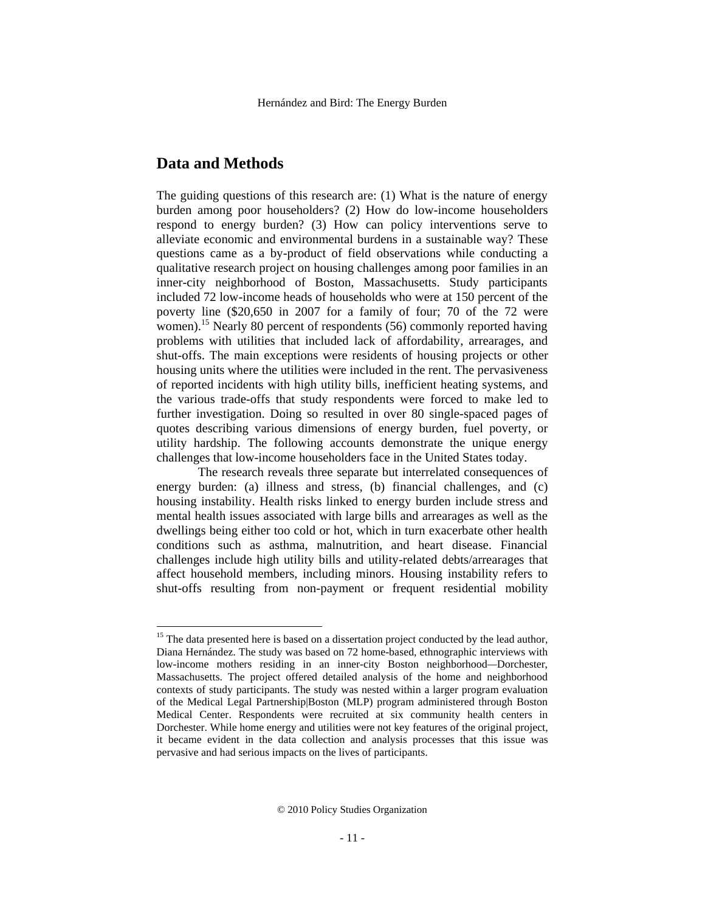## Data and Methods

The guiding questions of this research are: (1) What is the nature of energy burden among poor householders? (2) How do low-income householders respond to energy burden? (3) How can policy interventions serve to alleviate economic and environmental burdens in a sustainable way? These questions came as a by-product of field observations while conducting a qualitative research project on housing challenges among poor families in an inner-city neighborhood of Boston, Massachusetts. Study participants included 72 low-income heads of households who were at 150 percent of the poverty line ($20,650 in 2007 for a family of four; 70 of the 72 were women).[15] Nearly 80 percent of respondents (56) commonly reported having problems with utilities that included lack of affordability, arrearages, and shut-offs. The main exceptions were residents of housing projects or other housing units where the utilities were included in the rent. The pervasiveness of reported incidents with high utility bills, inefficient heating systems, and the various trade-offs that study respondents were forced to make led to further investigation. Doing so resulted in over 80 single-spaced pages of quotes describing various dimensions of energy burden, fuel poverty, or utility hardship. The following accounts demonstrate the unique energy challenges that low-income householders face in the United States today.

The research reveals three separate but interrelated consequences of energy burden: (a) illness and stress, (b) financial challenges, and (c) housing instability. Health risks linked to energy burden include stress and mental health issues associated with large bills and arrearages as well as the dwellings being either too cold or hot, which in turn exacerbate other health conditions such as asthma, malnutrition, and heart disease. Financial challenges include high utility bills and utility-related debts/arrearages that affect household members, including minors. Housing instability refers to shut-offs resulting from non-payment or frequent residential mobility

[15] The data presented here is based on a dissertation project conducted by the lead author, Diana Hernández. The study was based on 72 home-based, ethnographic interviews with low-income mothers residing in an inner-city Boston neighborhood—Dorchester, Massachusetts. The project offered detailed analysis of the home and neighborhood contexts of study participants. The study was nested within a larger program evaluation of the Medical Legal Partnership|Boston (MLP) program administered through Boston Medical Center. Respondents were recruited at six community health centers in Dorchester. While home energy and utilities were not key features of the original project, it became evident in the data collection and analysis processes that this issue was pervasive and had serious impacts on the lives of participants.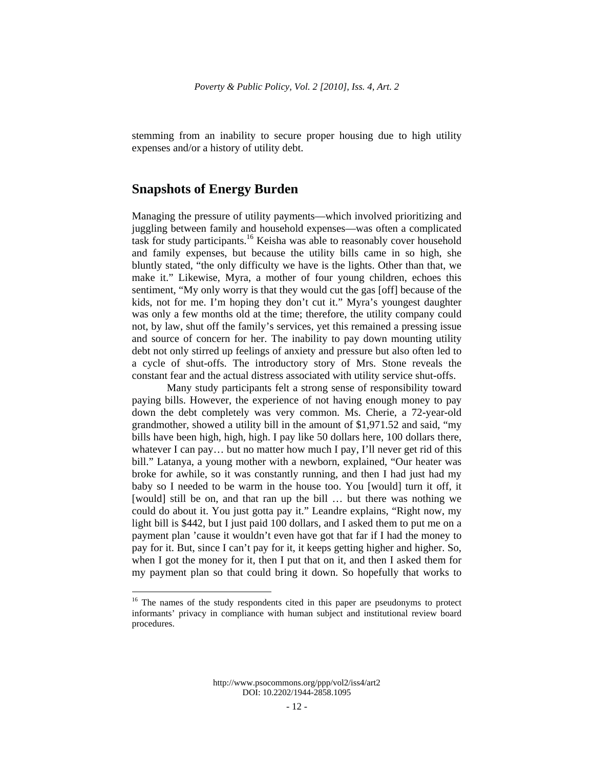stemming from an inability to secure proper housing due to high utility expenses and/or a history of utility debt.

## Snapshots of Energy Burden

Managing the pressure of utility payments—which involved prioritizing and juggling between family and household expenses—was often a complicated task for study participants.[16] Keisha was able to reasonably cover household and family expenses, but because the utility bills came in so high, she bluntly stated, "the only difficulty we have is the lights. Other than that, we make it." Likewise, Myra, a mother of four young children, echoes this sentiment, "My only worry is that they would cut the gas [off] because of the kids, not for me. I'm hoping they don't cut it." Myra's youngest daughter was only a few months old at the time; therefore, the utility company could not, by law, shut off the family's services, yet this remained a pressing issue and source of concern for her. The inability to pay down mounting utility debt not only stirred up feelings of anxiety and pressure but also often led to a cycle of shut-offs. The introductory story of Mrs. Stone reveals the constant fear and the actual distress associated with utility service shut-offs.

Many study participants felt a strong sense of responsibility toward paying bills. However, the experience of not having enough money to pay down the debt completely was very common. Ms. Cherie, a 72-year-old grandmother, showed a utility bill in the amount of $1,971.52 and said, "my bills have been high, high, high. I pay like 50 dollars here, 100 dollars there, whatever I can pay… but no matter how much I pay, I'll never get rid of this bill." Latanya, a young mother with a newborn, explained, "Our heater was broke for awhile, so it was constantly running, and then I had just had my baby so I needed to be warm in the house too. You [would] turn it off, it [would] still be on, and that ran up the bill … but there was nothing we could do about it. You just gotta pay it." Leandre explains, "Right now, my light bill is $442, but I just paid 100 dollars, and I asked them to put me on a payment plan 'cause it wouldn't even have got that far if I had the money to pay for it. But, since I can't pay for it, it keeps getting higher and higher. So, when I got the money for it, then I put that on it, and then I asked them for my payment plan so that could bring it down. So hopefully that works to

[16] The names of the study respondents cited in this paper are pseudonyms to protect informants' privacy in compliance with human subject and institutional review board procedures.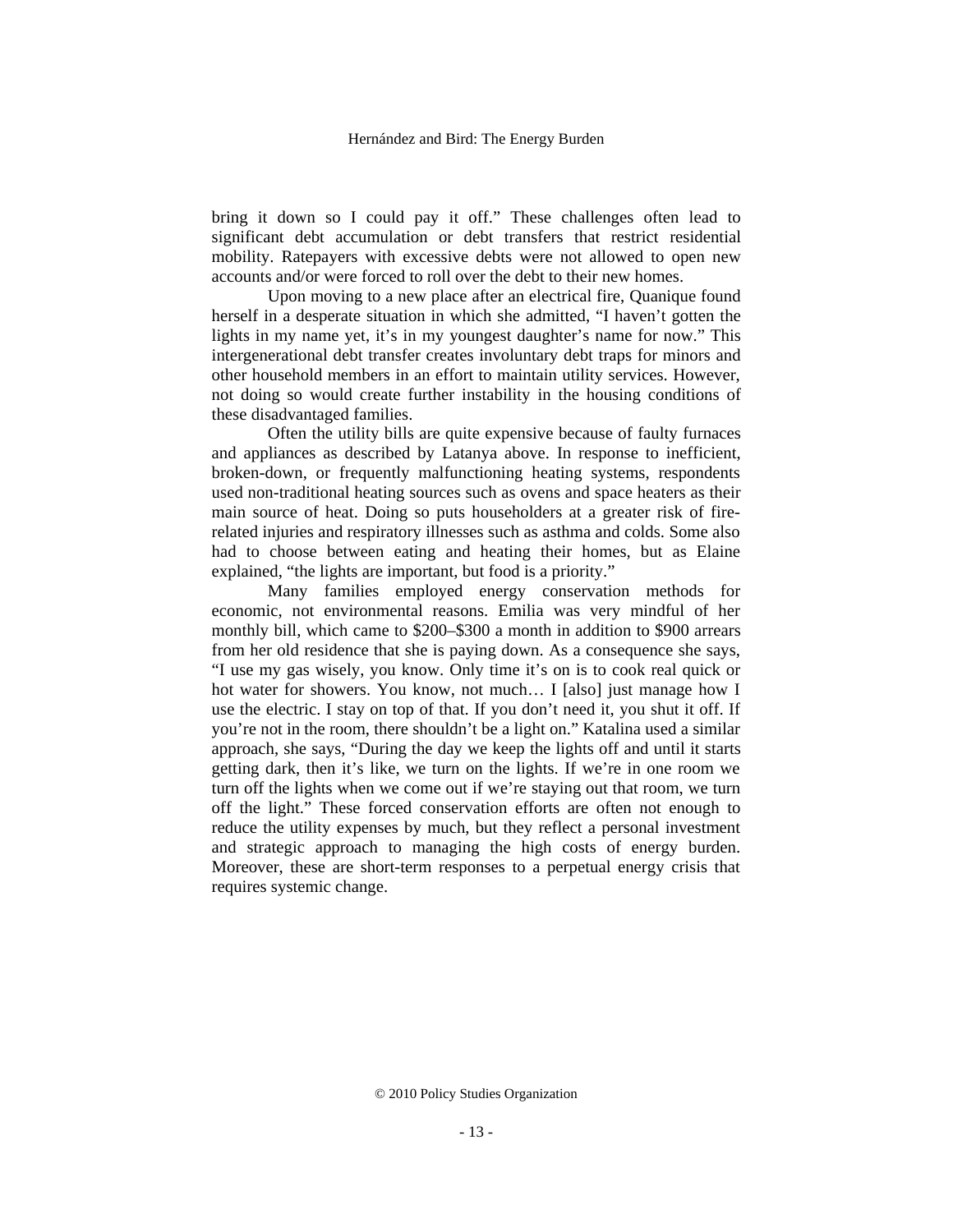bring it down so I could pay it off." These challenges often lead to significant debt accumulation or debt transfers that restrict residential mobility. Ratepayers with excessive debts were not allowed to open new accounts and/or were forced to roll over the debt to their new homes.

Upon moving to a new place after an electrical fire, Quanique found herself in a desperate situation in which she admitted, "I haven't gotten the lights in my name yet, it's in my youngest daughter's name for now." This intergenerational debt transfer creates involuntary debt traps for minors and other household members in an effort to maintain utility services. However, not doing so would create further instability in the housing conditions of these disadvantaged families.

Often the utility bills are quite expensive because of faulty furnaces and appliances as described by Latanya above. In response to inefficient, broken-down, or frequently malfunctioning heating systems, respondents used non-traditional heating sources such as ovens and space heaters as their main source of heat. Doing so puts householders at a greater risk of fire-related injuries and respiratory illnesses such as asthma and colds. Some also had to choose between eating and heating their homes, but as Elaine explained, "the lights are important, but food is a priority."

Many families employed energy conservation methods for economic, not environmental reasons. Emilia was very mindful of her monthly bill, which came to \$200–\$300 a month in addition to \$900 arrears from her old residence that she is paying down. As a consequence she says, "I use my gas wisely, you know. Only time it's on is to cook real quick or hot water for showers. You know, not much… I [also] just manage how I use the electric. I stay on top of that. If you don't need it, you shut it off. If you're not in the room, there shouldn't be a light on." Katalina used a similar approach, she says, "During the day we keep the lights off and until it starts getting dark, then it's like, we turn on the lights. If we're in one room we turn off the lights when we come out if we're staying out that room, we turn off the light." These forced conservation efforts are often not enough to reduce the utility expenses by much, but they reflect a personal investment and strategic approach to managing the high costs of energy burden. Moreover, these are short-term responses to a perpetual energy crisis that requires systemic change.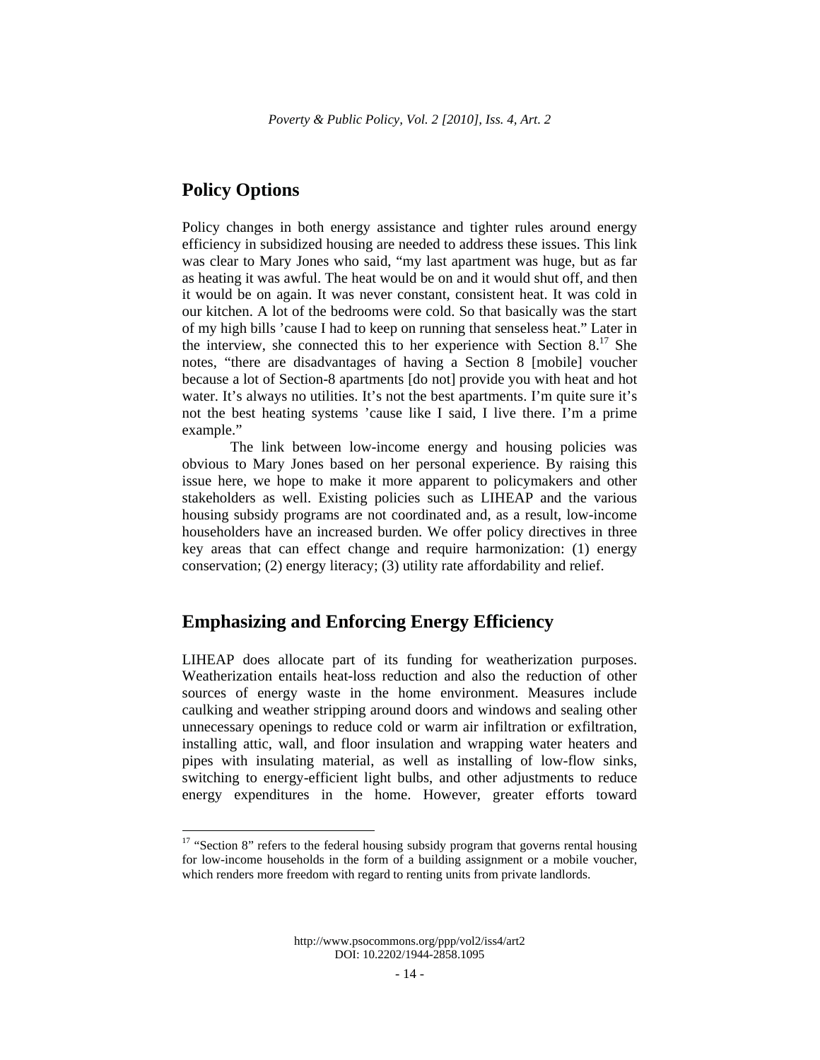## Policy Options

Policy changes in both energy assistance and tighter rules around energy efficiency in subsidized housing are needed to address these issues. This link was clear to Mary Jones who said, "my last apartment was huge, but as far as heating it was awful. The heat would be on and it would shut off, and then it would be on again. It was never constant, consistent heat. It was cold in our kitchen. A lot of the bedrooms were cold. So that basically was the start of my high bills 'cause I had to keep on running that senseless heat." Later in the interview, she connected this to her experience with Section 8.[17] She notes, "there are disadvantages of having a Section 8 [mobile] voucher because a lot of Section-8 apartments [do not] provide you with heat and hot water. It's always no utilities. It's not the best apartments. I'm quite sure it's not the best heating systems 'cause like I said, I live there. I'm a prime example."

The link between low-income energy and housing policies was obvious to Mary Jones based on her personal experience. By raising this issue here, we hope to make it more apparent to policymakers and other stakeholders as well. Existing policies such as LIHEAP and the various housing subsidy programs are not coordinated and, as a result, low-income householders have an increased burden. We offer policy directives in three key areas that can effect change and require harmonization: (1) energy conservation; (2) energy literacy; (3) utility rate affordability and relief.

## Emphasizing and Enforcing Energy Efficiency

LIHEAP does allocate part of its funding for weatherization purposes. Weatherization entails heat-loss reduction and also the reduction of other sources of energy waste in the home environment. Measures include caulking and weather stripping around doors and windows and sealing other unnecessary openings to reduce cold or warm air infiltration or exfiltration, installing attic, wall, and floor insulation and wrapping water heaters and pipes with insulating material, as well as installing of low-flow sinks, switching to energy-efficient light bulbs, and other adjustments to reduce energy expenditures in the home. However, greater efforts toward

[17] "Section 8" refers to the federal housing subsidy program that governs rental housing for low-income households in the form of a building assignment or a mobile voucher, which renders more freedom with regard to renting units from private landlords.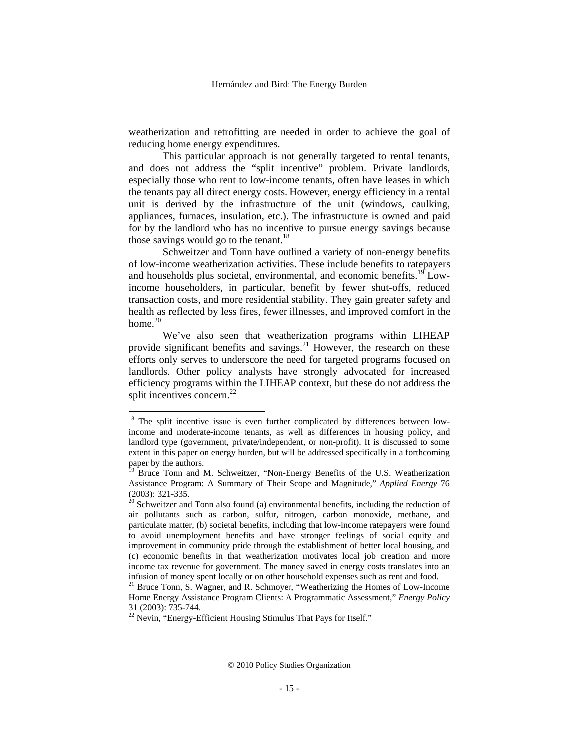weatherization and retrofitting are needed in order to achieve the goal of reducing home energy expenditures.

This particular approach is not generally targeted to rental tenants, and does not address the "split incentive" problem. Private landlords, especially those who rent to low-income tenants, often have leases in which the tenants pay all direct energy costs. However, energy efficiency in a rental unit is derived by the infrastructure of the unit (windows, caulking, appliances, furnaces, insulation, etc.). The infrastructure is owned and paid for by the landlord who has no incentive to pursue energy savings because those savings would go to the tenant.[18]

Schweitzer and Tonn have outlined a variety of non-energy benefits of low-income weatherization activities. These include benefits to ratepayers and households plus societal, environmental, and economic benefits.[19] Low-income householders, in particular, benefit by fewer shut-offs, reduced transaction costs, and more residential stability. They gain greater safety and health as reflected by less fires, fewer illnesses, and improved comfort in the home.[20]

We've also seen that weatherization programs within LIHEAP provide significant benefits and savings.[21] However, the research on these efforts only serves to underscore the need for targeted programs focused on landlords. Other policy analysts have strongly advocated for increased efficiency programs within the LIHEAP context, but these do not address the split incentives concern.[22]

---

[18] The split incentive issue is even further complicated by differences between low-income and moderate-income tenants, as well as differences in housing policy, and landlord type (government, private/independent, or non-profit). It is discussed to some extent in this paper on energy burden, but will be addressed specifically in a forthcoming paper by the authors.

[19] Bruce Tonn and M. Schweitzer, "Non-Energy Benefits of the U.S. Weatherization Assistance Program: A Summary of Their Scope and Magnitude," *Applied Energy* 76 (2003): 321-335.

[20] Schweitzer and Tonn also found (a) environmental benefits, including the reduction of air pollutants such as carbon, sulfur, nitrogen, carbon monoxide, methane, and particulate matter, (b) societal benefits, including that low-income ratepayers were found to avoid unemployment benefits and have stronger feelings of social equity and improvement in community pride through the establishment of better local housing, and (c) economic benefits in that weatherization motivates local job creation and more income tax revenue for government. The money saved in energy costs translates into an infusion of money spent locally or on other household expenses such as rent and food.

[21] Bruce Tonn, S. Wagner, and R. Schmoyer, "Weatherizing the Homes of Low-Income Home Energy Assistance Program Clients: A Programmatic Assessment," *Energy Policy* 31 (2003): 735-744.

[22] Nevin, "Energy-Efficient Housing Stimulus That Pays for Itself."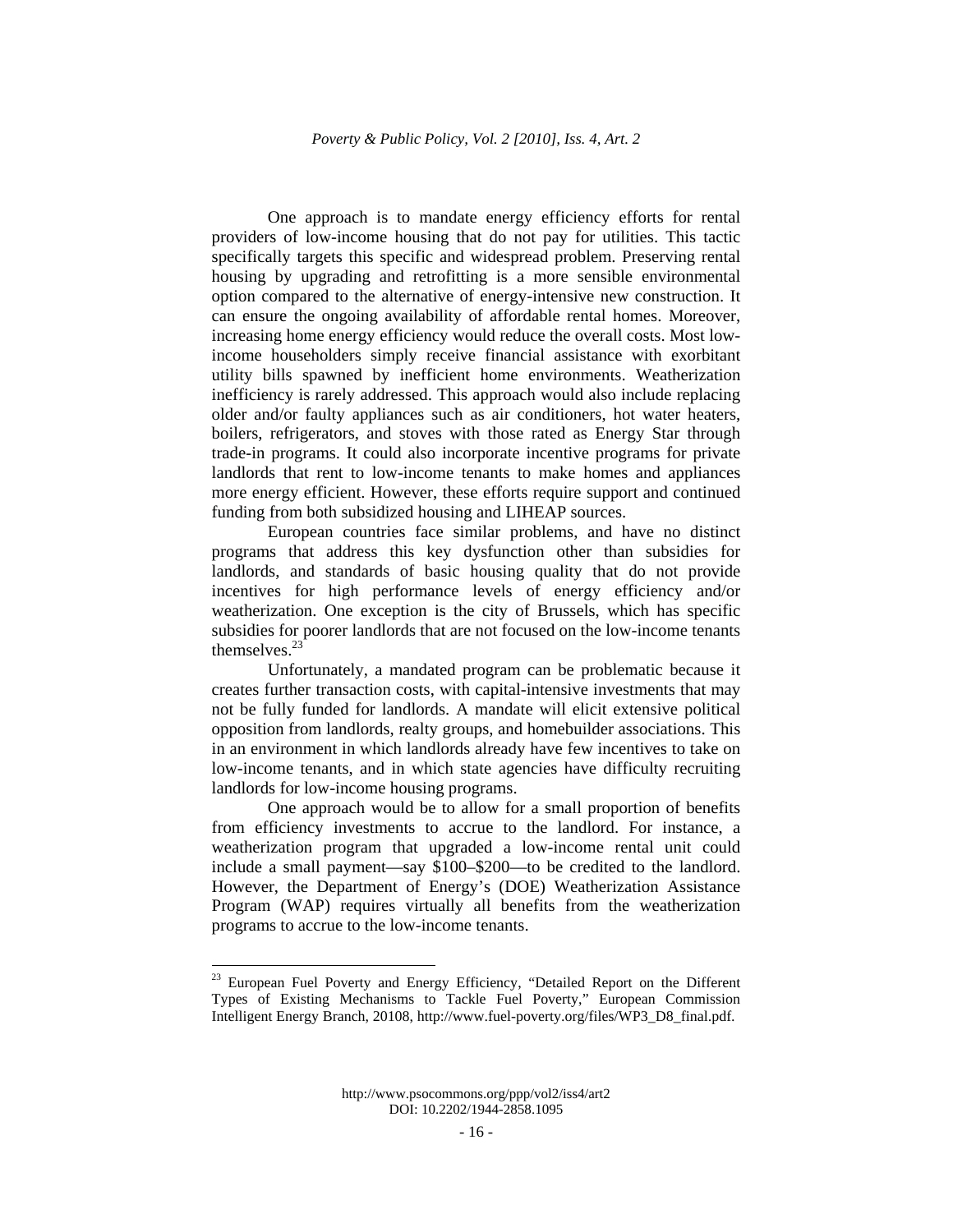One approach is to mandate energy efficiency efforts for rental providers of low-income housing that do not pay for utilities. This tactic specifically targets this specific and widespread problem. Preserving rental housing by upgrading and retrofitting is a more sensible environmental option compared to the alternative of energy-intensive new construction. It can ensure the ongoing availability of affordable rental homes. Moreover, increasing home energy efficiency would reduce the overall costs. Most low-income householders simply receive financial assistance with exorbitant utility bills spawned by inefficient home environments. Weatherization inefficiency is rarely addressed. This approach would also include replacing older and/or faulty appliances such as air conditioners, hot water heaters, boilers, refrigerators, and stoves with those rated as Energy Star through trade-in programs. It could also incorporate incentive programs for private landlords that rent to low-income tenants to make homes and appliances more energy efficient. However, these efforts require support and continued funding from both subsidized housing and LIHEAP sources.

European countries face similar problems, and have no distinct programs that address this key dysfunction other than subsidies for landlords, and standards of basic housing quality that do not provide incentives for high performance levels of energy efficiency and/or weatherization. One exception is the city of Brussels, which has specific subsidies for poorer landlords that are not focused on the low-income tenants themselves.[23]

Unfortunately, a mandated program can be problematic because it creates further transaction costs, with capital-intensive investments that may not be fully funded for landlords. A mandate will elicit extensive political opposition from landlords, realty groups, and homebuilder associations. This in an environment in which landlords already have few incentives to take on low-income tenants, and in which state agencies have difficulty recruiting landlords for low-income housing programs.

One approach would be to allow for a small proportion of benefits from efficiency investments to accrue to the landlord. For instance, a weatherization program that upgraded a low-income rental unit could include a small payment—say \$100–\$200—to be credited to the landlord. However, the Department of Energy's (DOE) Weatherization Assistance Program (WAP) requires virtually all benefits from the weatherization programs to accrue to the low-income tenants.

---

[23] European Fuel Poverty and Energy Efficiency, "Detailed Report on the Different Types of Existing Mechanisms to Tackle Fuel Poverty," European Commission Intelligent Energy Branch, 20108, http://www.fuel-poverty.org/files/WP3_D8_final.pdf.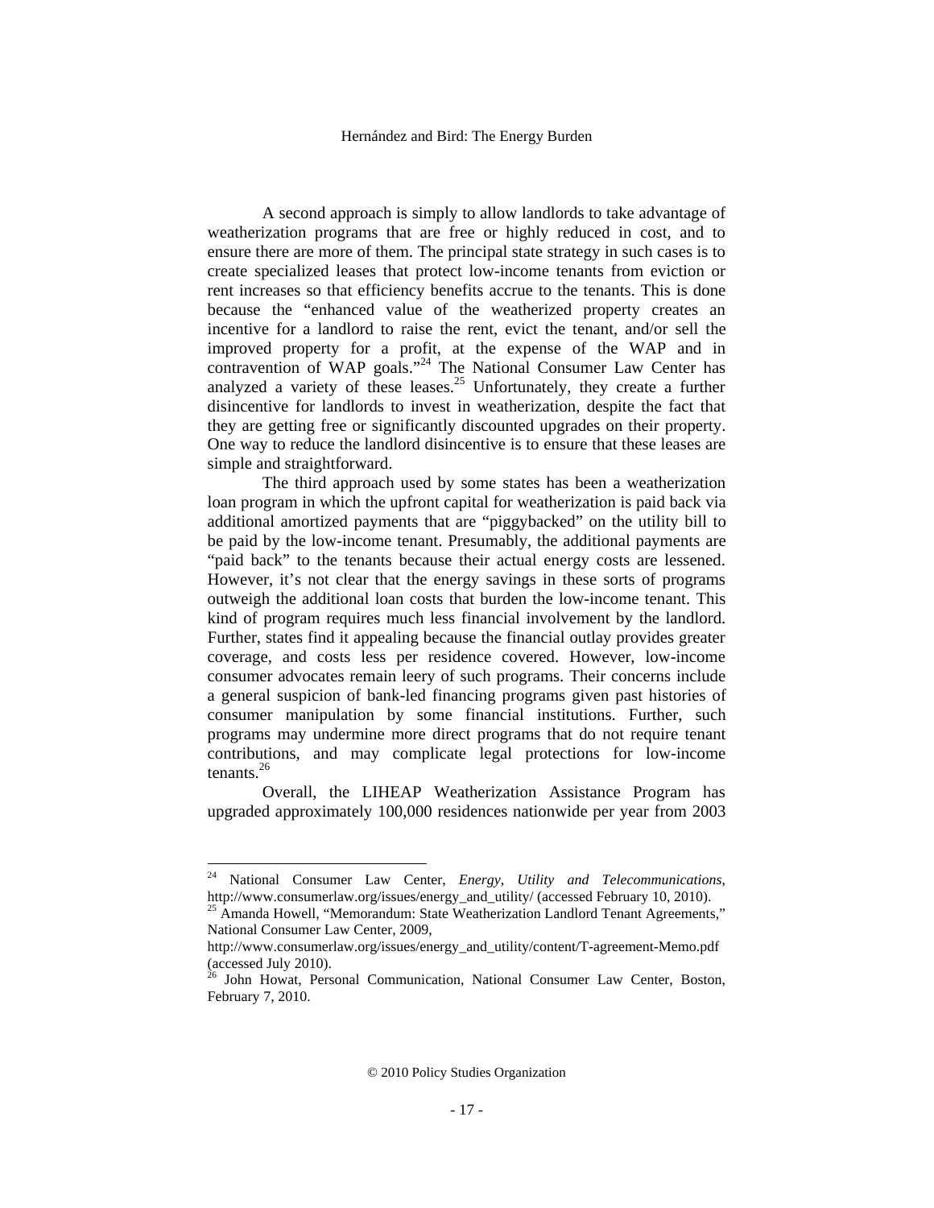A second approach is simply to allow landlords to take advantage of weatherization programs that are free or highly reduced in cost, and to ensure there are more of them. The principal state strategy in such cases is to create specialized leases that protect low-income tenants from eviction or rent increases so that efficiency benefits accrue to the tenants. This is done because the "enhanced value of the weatherized property creates an incentive for a landlord to raise the rent, evict the tenant, and/or sell the improved property for a profit, at the expense of the WAP and in contravention of WAP goals."[24] The National Consumer Law Center has analyzed a variety of these leases.[25] Unfortunately, they create a further disincentive for landlords to invest in weatherization, despite the fact that they are getting free or significantly discounted upgrades on their property. One way to reduce the landlord disincentive is to ensure that these leases are simple and straightforward.

The third approach used by some states has been a weatherization loan program in which the upfront capital for weatherization is paid back via additional amortized payments that are "piggybacked" on the utility bill to be paid by the low-income tenant. Presumably, the additional payments are "paid back" to the tenants because their actual energy costs are lessened. However, it's not clear that the energy savings in these sorts of programs outweigh the additional loan costs that burden the low-income tenant. This kind of program requires much less financial involvement by the landlord. Further, states find it appealing because the financial outlay provides greater coverage, and costs less per residence covered. However, low-income consumer advocates remain leery of such programs. Their concerns include a general suspicion of bank-led financing programs given past histories of consumer manipulation by some financial institutions. Further, such programs may undermine more direct programs that do not require tenant contributions, and may complicate legal protections for low-income tenants.[26]

Overall, the LIHEAP Weatherization Assistance Program has upgraded approximately 100,000 residences nationwide per year from 2003

---

[24] National Consumer Law Center, *Energy, Utility and Telecommunications*, http://www.consumerlaw.org/issues/energy_and_utility/ (accessed February 10, 2010).

[25] Amanda Howell, "Memorandum: State Weatherization Landlord Tenant Agreements," National Consumer Law Center, 2009, http://www.consumerlaw.org/issues/energy_and_utility/content/T-agreement-Memo.pdf (accessed July 2010).

[26] John Howat, Personal Communication, National Consumer Law Center, Boston, February 7, 2010.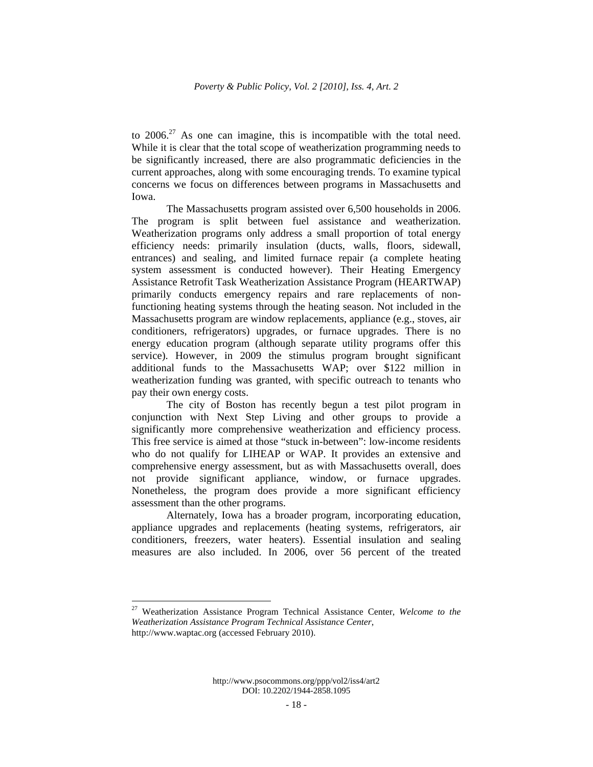to 2006.[27] As one can imagine, this is incompatible with the total need. While it is clear that the total scope of weatherization programming needs to be significantly increased, there are also programmatic deficiencies in the current approaches, along with some encouraging trends. To examine typical concerns we focus on differences between programs in Massachusetts and Iowa.

The Massachusetts program assisted over 6,500 households in 2006. The program is split between fuel assistance and weatherization. Weatherization programs only address a small proportion of total energy efficiency needs: primarily insulation (ducts, walls, floors, sidewall, entrances) and sealing, and limited furnace repair (a complete heating system assessment is conducted however). Their Heating Emergency Assistance Retrofit Task Weatherization Assistance Program (HEARTWAP) primarily conducts emergency repairs and rare replacements of non-functioning heating systems through the heating season. Not included in the Massachusetts program are window replacements, appliance (e.g., stoves, air conditioners, refrigerators) upgrades, or furnace upgrades. There is no energy education program (although separate utility programs offer this service). However, in 2009 the stimulus program brought significant additional funds to the Massachusetts WAP; over $122 million in weatherization funding was granted, with specific outreach to tenants who pay their own energy costs.

The city of Boston has recently begun a test pilot program in conjunction with Next Step Living and other groups to provide a significantly more comprehensive weatherization and efficiency process. This free service is aimed at those "stuck in-between": low-income residents who do not qualify for LIHEAP or WAP. It provides an extensive and comprehensive energy assessment, but as with Massachusetts overall, does not provide significant appliance, window, or furnace upgrades. Nonetheless, the program does provide a more significant efficiency assessment than the other programs.

Alternately, Iowa has a broader program, incorporating education, appliance upgrades and replacements (heating systems, refrigerators, air conditioners, freezers, water heaters). Essential insulation and sealing measures are also included. In 2006, over 56 percent of the treated

---

[27] Weatherization Assistance Program Technical Assistance Center, *Welcome to the Weatherization Assistance Program Technical Assistance Center*, http://www.waptac.org (accessed February 2010).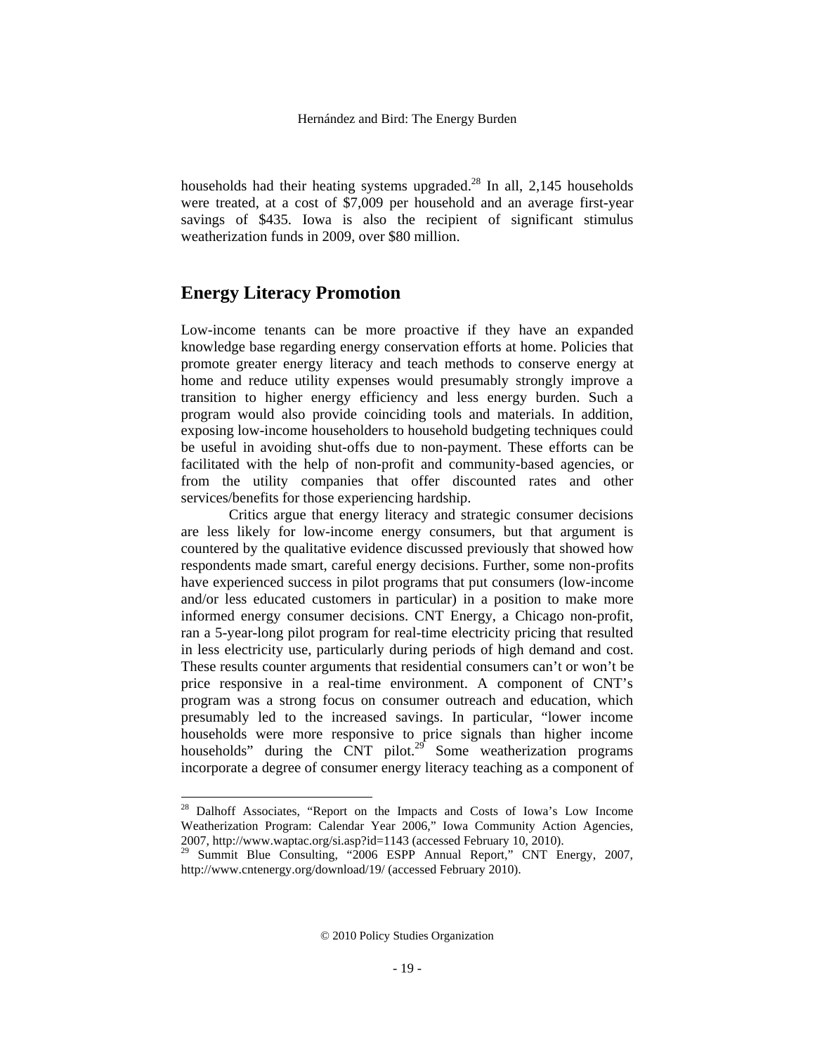households had their heating systems upgraded.[28] In all, 2,145 households were treated, at a cost of $7,009 per household and an average first-year savings of $435. Iowa is also the recipient of significant stimulus weatherization funds in 2009, over $80 million.

## Energy Literacy Promotion

Low-income tenants can be more proactive if they have an expanded knowledge base regarding energy conservation efforts at home. Policies that promote greater energy literacy and teach methods to conserve energy at home and reduce utility expenses would presumably strongly improve a transition to higher energy efficiency and less energy burden. Such a program would also provide coinciding tools and materials. In addition, exposing low-income householders to household budgeting techniques could be useful in avoiding shut-offs due to non-payment. These efforts can be facilitated with the help of non-profit and community-based agencies, or from the utility companies that offer discounted rates and other services/benefits for those experiencing hardship.

Critics argue that energy literacy and strategic consumer decisions are less likely for low-income energy consumers, but that argument is countered by the qualitative evidence discussed previously that showed how respondents made smart, careful energy decisions. Further, some non-profits have experienced success in pilot programs that put consumers (low-income and/or less educated customers in particular) in a position to make more informed energy consumer decisions. CNT Energy, a Chicago non-profit, ran a 5-year-long pilot program for real-time electricity pricing that resulted in less electricity use, particularly during periods of high demand and cost. These results counter arguments that residential consumers can't or won't be price responsive in a real-time environment. A component of CNT's program was a strong focus on consumer outreach and education, which presumably led to the increased savings. In particular, "lower income households were more responsive to price signals than higher income households" during the CNT pilot.[29] Some weatherization programs incorporate a degree of consumer energy literacy teaching as a component of

---

[28] Dalhoff Associates, "Report on the Impacts and Costs of Iowa's Low Income Weatherization Program: Calendar Year 2006," Iowa Community Action Agencies, 2007, http://www.waptac.org/si.asp?id=1143 (accessed February 10, 2010).

[29] Summit Blue Consulting, "2006 ESPP Annual Report," CNT Energy, 2007, http://www.cntenergy.org/download/19/ (accessed February 2010).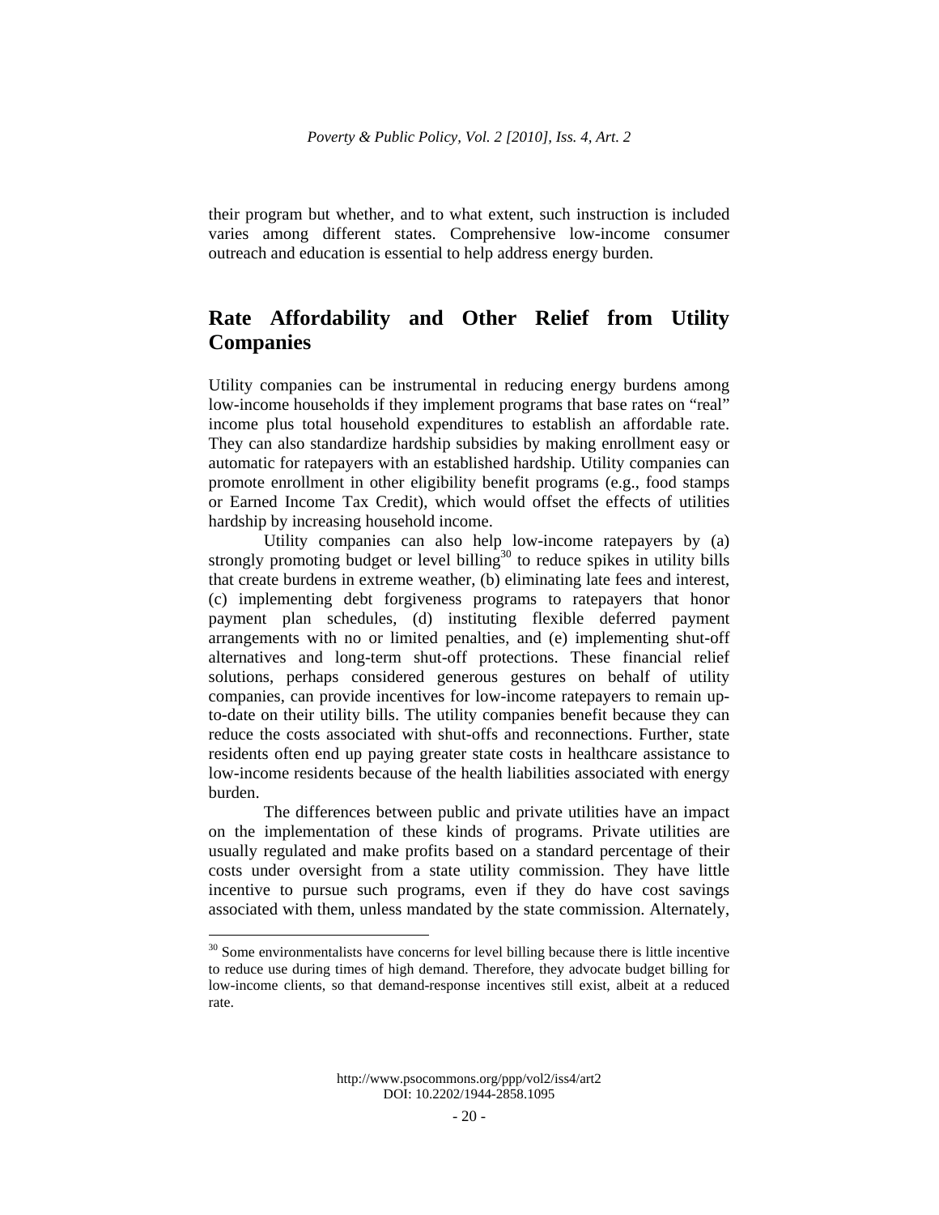their program but whether, and to what extent, such instruction is included varies among different states. Comprehensive low-income consumer outreach and education is essential to help address energy burden.

## Rate Affordability and Other Relief from Utility Companies

Utility companies can be instrumental in reducing energy burdens among low-income households if they implement programs that base rates on "real" income plus total household expenditures to establish an affordable rate. They can also standardize hardship subsidies by making enrollment easy or automatic for ratepayers with an established hardship. Utility companies can promote enrollment in other eligibility benefit programs (e.g., food stamps or Earned Income Tax Credit), which would offset the effects of utilities hardship by increasing household income.

Utility companies can also help low-income ratepayers by (a) strongly promoting budget or level billing[30] to reduce spikes in utility bills that create burdens in extreme weather, (b) eliminating late fees and interest, (c) implementing debt forgiveness programs to ratepayers that honor payment plan schedules, (d) instituting flexible deferred payment arrangements with no or limited penalties, and (e) implementing shut-off alternatives and long-term shut-off protections. These financial relief solutions, perhaps considered generous gestures on behalf of utility companies, can provide incentives for low-income ratepayers to remain up-to-date on their utility bills. The utility companies benefit because they can reduce the costs associated with shut-offs and reconnections. Further, state residents often end up paying greater state costs in healthcare assistance to low-income residents because of the health liabilities associated with energy burden.

The differences between public and private utilities have an impact on the implementation of these kinds of programs. Private utilities are usually regulated and make profits based on a standard percentage of their costs under oversight from a state utility commission. They have little incentive to pursue such programs, even if they do have cost savings associated with them, unless mandated by the state commission. Alternately,

---

[30] Some environmentalists have concerns for level billing because there is little incentive to reduce use during times of high demand. Therefore, they advocate budget billing for low-income clients, so that demand-response incentives still exist, albeit at a reduced rate.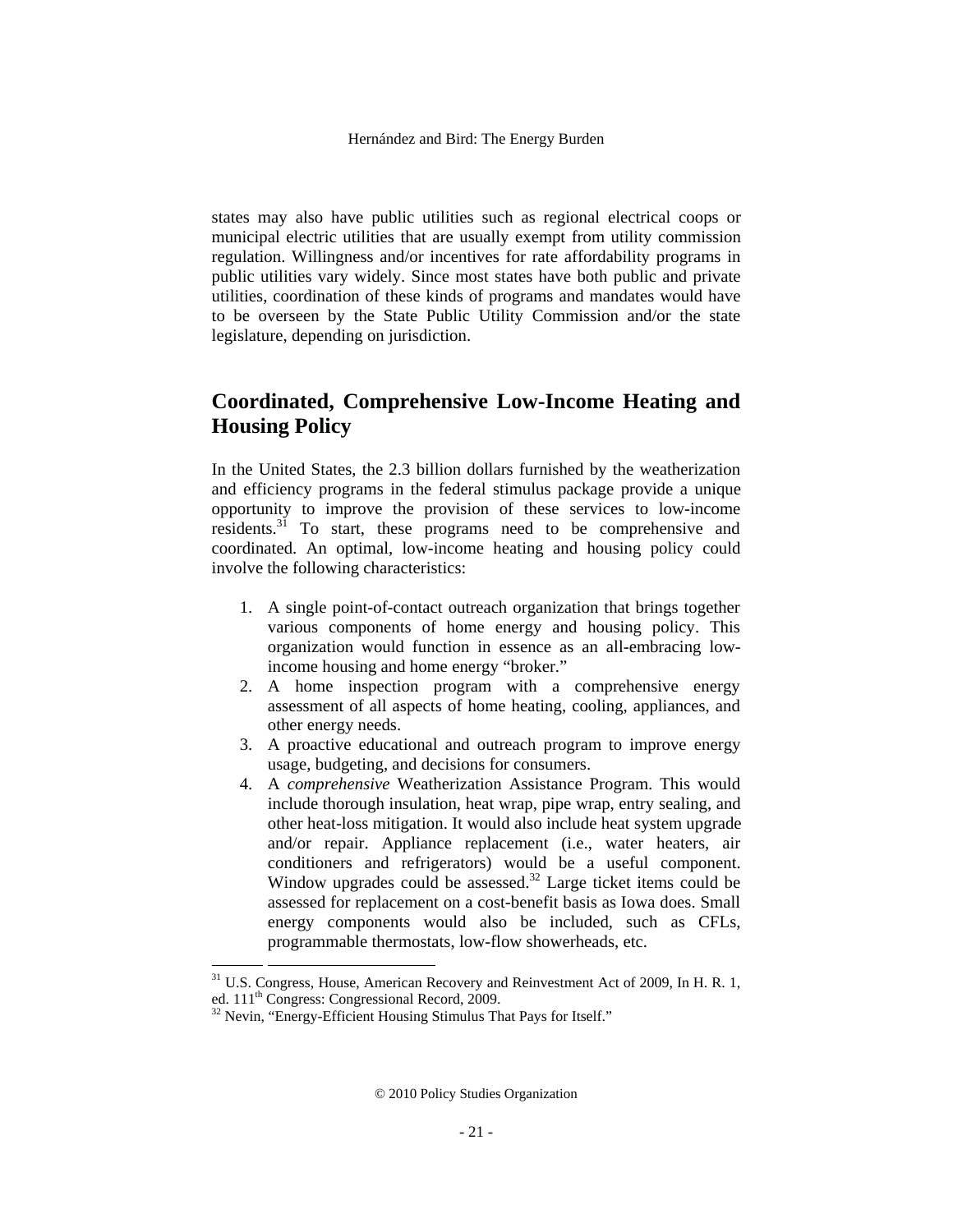states may also have public utilities such as regional electrical coops or municipal electric utilities that are usually exempt from utility commission regulation. Willingness and/or incentives for rate affordability programs in public utilities vary widely. Since most states have both public and private utilities, coordination of these kinds of programs and mandates would have to be overseen by the State Public Utility Commission and/or the state legislature, depending on jurisdiction.

## Coordinated, Comprehensive Low-Income Heating and Housing Policy

In the United States, the 2.3 billion dollars furnished by the weatherization and efficiency programs in the federal stimulus package provide a unique opportunity to improve the provision of these services to low-income residents.[31] To start, these programs need to be comprehensive and coordinated. An optimal, low-income heating and housing policy could involve the following characteristics:

1. A single point-of-contact outreach organization that brings together various components of home energy and housing policy. This organization would function in essence as an all-embracing low-income housing and home energy "broker."
2. A home inspection program with a comprehensive energy assessment of all aspects of home heating, cooling, appliances, and other energy needs.
3. A proactive educational and outreach program to improve energy usage, budgeting, and decisions for consumers.
4. A *comprehensive* Weatherization Assistance Program. This would include thorough insulation, heat wrap, pipe wrap, entry sealing, and other heat-loss mitigation. It would also include heat system upgrade and/or repair. Appliance replacement (i.e., water heaters, air conditioners and refrigerators) would be a useful component. Window upgrades could be assessed.[32] Large ticket items could be assessed for replacement on a cost-benefit basis as Iowa does. Small energy components would also be included, such as CFLs, programmable thermostats, low-flow showerheads, etc.

---

[31] U.S. Congress, House, American Recovery and Reinvestment Act of 2009, In H. R. 1, ed. 111th Congress: Congressional Record, 2009.

[32] Nevin, "Energy-Efficient Housing Stimulus That Pays for Itself."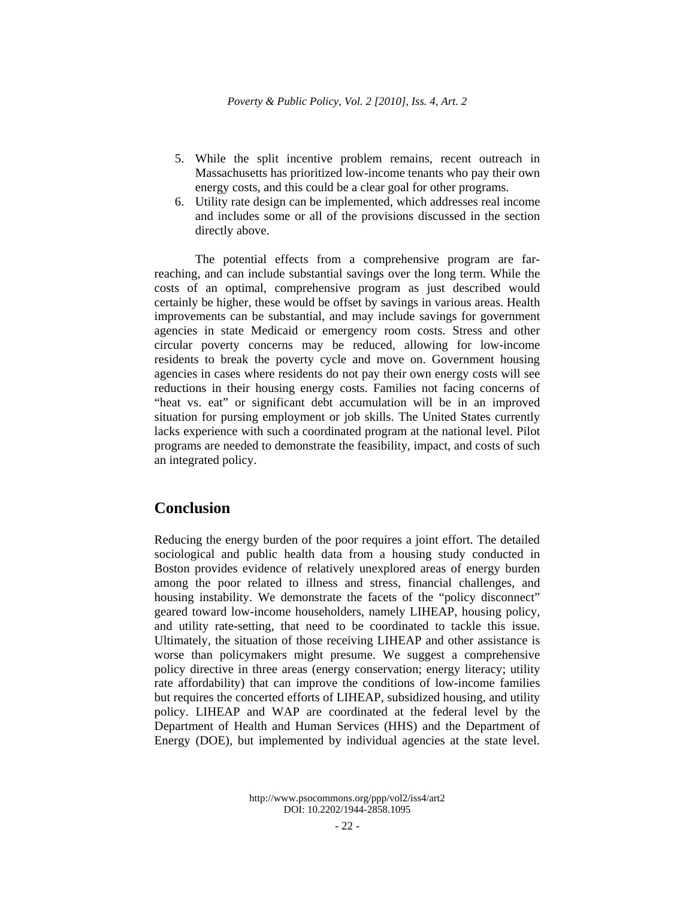5. While the split incentive problem remains, recent outreach in Massachusetts has prioritized low-income tenants who pay their own energy costs, and this could be a clear goal for other programs.
6. Utility rate design can be implemented, which addresses real income and includes some or all of the provisions discussed in the section directly above.

The potential effects from a comprehensive program are far-reaching, and can include substantial savings over the long term. While the costs of an optimal, comprehensive program as just described would certainly be higher, these would be offset by savings in various areas. Health improvements can be substantial, and may include savings for government agencies in state Medicaid or emergency room costs. Stress and other circular poverty concerns may be reduced, allowing for low-income residents to break the poverty cycle and move on. Government housing agencies in cases where residents do not pay their own energy costs will see reductions in their housing energy costs. Families not facing concerns of "heat vs. eat" or significant debt accumulation will be in an improved situation for pursing employment or job skills. The United States currently lacks experience with such a coordinated program at the national level. Pilot programs are needed to demonstrate the feasibility, impact, and costs of such an integrated policy.

## Conclusion

Reducing the energy burden of the poor requires a joint effort. The detailed sociological and public health data from a housing study conducted in Boston provides evidence of relatively unexplored areas of energy burden among the poor related to illness and stress, financial challenges, and housing instability. We demonstrate the facets of the "policy disconnect" geared toward low-income householders, namely LIHEAP, housing policy, and utility rate-setting, that need to be coordinated to tackle this issue. Ultimately, the situation of those receiving LIHEAP and other assistance is worse than policymakers might presume. We suggest a comprehensive policy directive in three areas (energy conservation; energy literacy; utility rate affordability) that can improve the conditions of low-income families but requires the concerted efforts of LIHEAP, subsidized housing, and utility policy. LIHEAP and WAP are coordinated at the federal level by the Department of Health and Human Services (HHS) and the Department of Energy (DOE), but implemented by individual agencies at the state level.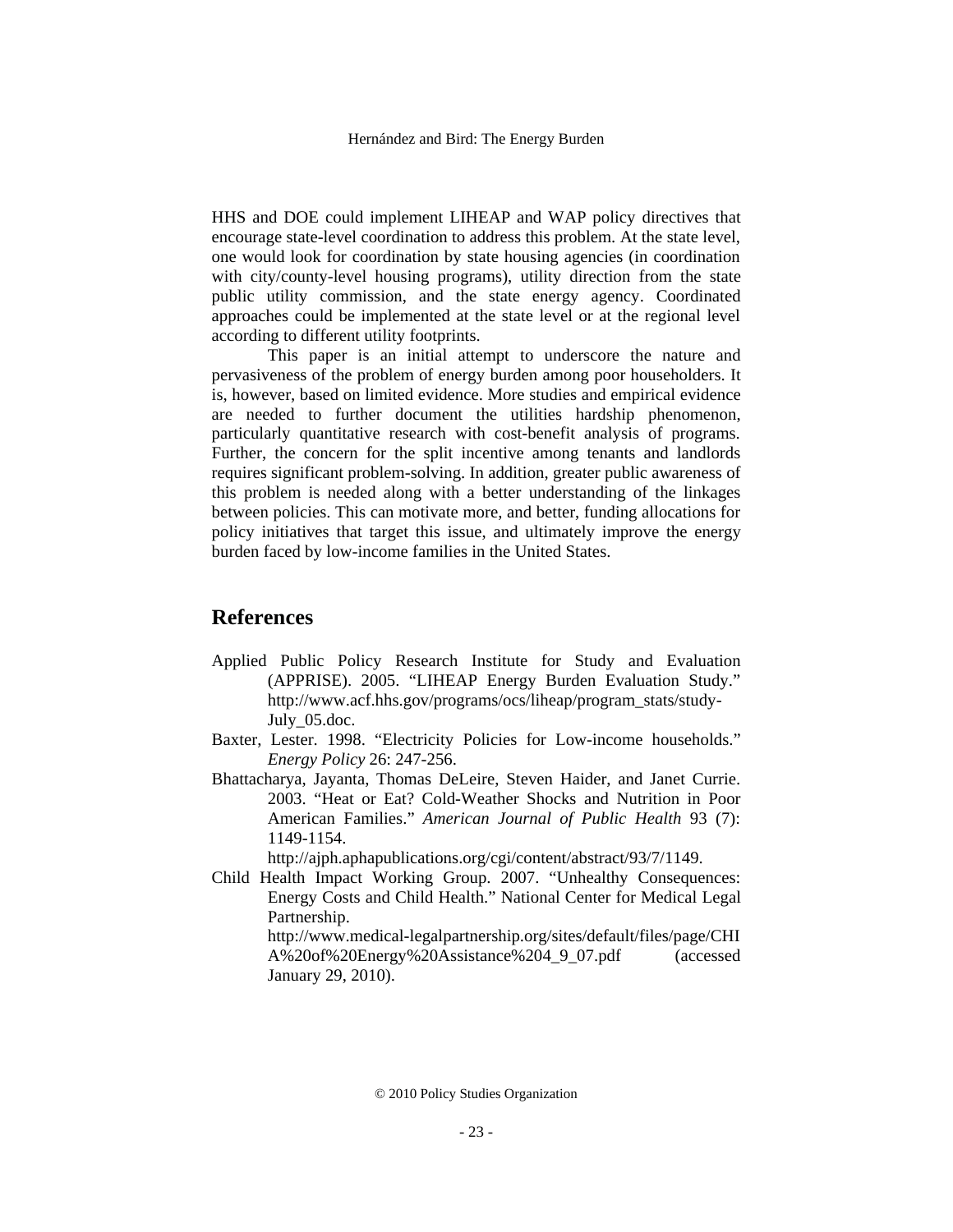HHS and DOE could implement LIHEAP and WAP policy directives that encourage state-level coordination to address this problem. At the state level, one would look for coordination by state housing agencies (in coordination with city/county-level housing programs), utility direction from the state public utility commission, and the state energy agency. Coordinated approaches could be implemented at the state level or at the regional level according to different utility footprints.

This paper is an initial attempt to underscore the nature and pervasiveness of the problem of energy burden among poor householders. It is, however, based on limited evidence. More studies and empirical evidence are needed to further document the utilities hardship phenomenon, particularly quantitative research with cost-benefit analysis of programs. Further, the concern for the split incentive among tenants and landlords requires significant problem-solving. In addition, greater public awareness of this problem is needed along with a better understanding of the linkages between policies. This can motivate more, and better, funding allocations for policy initiatives that target this issue, and ultimately improve the energy burden faced by low-income families in the United States.

## References

Applied Public Policy Research Institute for Study and Evaluation (APPRISE). 2005. "LIHEAP Energy Burden Evaluation Study." http://www.acf.hhs.gov/programs/ocs/liheap/program_stats/study-July_05.doc.

Baxter, Lester. 1998. "Electricity Policies for Low-income households." *Energy Policy* 26: 247-256.

Bhattacharya, Jayanta, Thomas DeLeire, Steven Haider, and Janet Currie. 2003. "Heat or Eat? Cold-Weather Shocks and Nutrition in Poor American Families." *American Journal of Public Health* 93 (7): 1149-1154. http://ajph.aphapublications.org/cgi/content/abstract/93/7/1149.

Child Health Impact Working Group. 2007. "Unhealthy Consequences: Energy Costs and Child Health." National Center for Medical Legal Partnership. http://www.medical-legalpartnership.org/sites/default/files/page/CHIA%20of%20Energy%20Assistance%204_9_07.pdf (accessed January 29, 2010).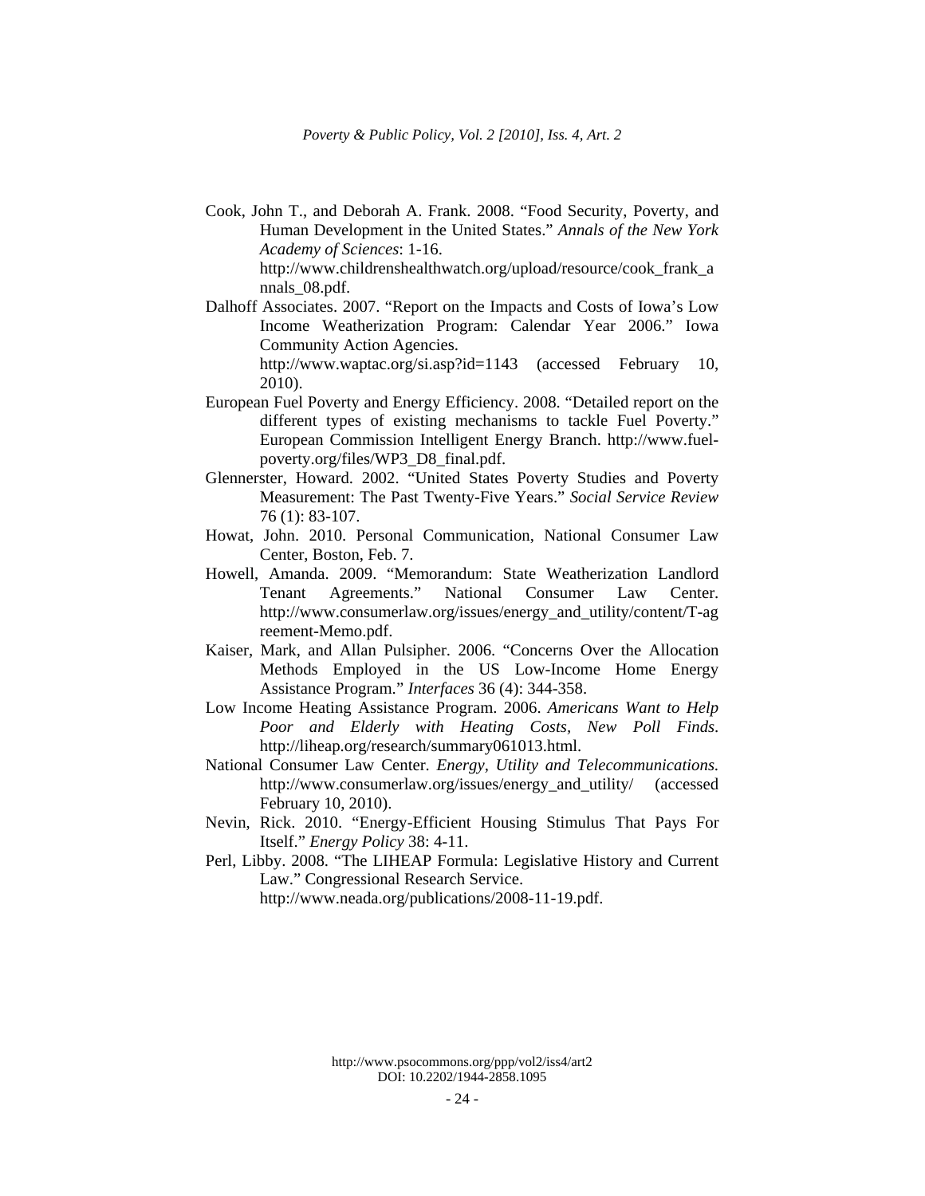Cook, John T., and Deborah A. Frank. 2008. “Food Security, Poverty, and Human Development in the United States.” *Annals of the New York Academy of Sciences*: 1-16. http://www.childrenshealthwatch.org/upload/resource/cook_frank_annals_08.pdf.

Dalhoff Associates. 2007. “Report on the Impacts and Costs of Iowa’s Low Income Weatherization Program: Calendar Year 2006.” Iowa Community Action Agencies. http://www.waptac.org/si.asp?id=1143 (accessed February 10, 2010).

European Fuel Poverty and Energy Efficiency. 2008. “Detailed report on the different types of existing mechanisms to tackle Fuel Poverty.” European Commission Intelligent Energy Branch. http://www.fuel-poverty.org/files/WP3_D8_final.pdf.

Glennerster, Howard. 2002. “United States Poverty Studies and Poverty Measurement: The Past Twenty-Five Years.” *Social Service Review* 76 (1): 83-107.

Howat, John. 2010. Personal Communication, National Consumer Law Center, Boston, Feb. 7.

Howell, Amanda. 2009. “Memorandum: State Weatherization Landlord Tenant Agreements.” National Consumer Law Center. http://www.consumerlaw.org/issues/energy_and_utility/content/T-agreement-Memo.pdf.

Kaiser, Mark, and Allan Pulsipher. 2006. “Concerns Over the Allocation Methods Employed in the US Low-Income Home Energy Assistance Program.” *Interfaces* 36 (4): 344-358.

Low Income Heating Assistance Program. 2006. *Americans Want to Help Poor and Elderly with Heating Costs, New Poll Finds*. http://liheap.org/research/summary061013.html.

National Consumer Law Center. *Energy, Utility and Telecommunications*. http://www.consumerlaw.org/issues/energy_and_utility/ (accessed February 10, 2010).

Nevin, Rick. 2010. “Energy-Efficient Housing Stimulus That Pays For Itself.” *Energy Policy* 38: 4-11.

Perl, Libby. 2008. “The LIHEAP Formula: Legislative History and Current Law.” Congressional Research Service. http://www.neada.org/publications/2008-11-19.pdf.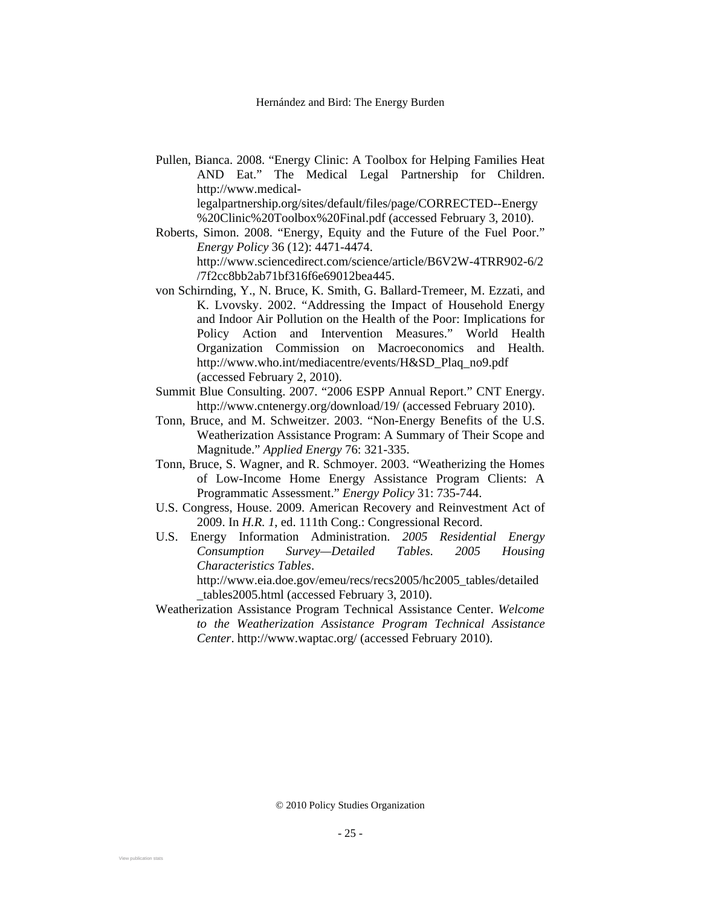Pullen, Bianca. 2008. "Energy Clinic: A Toolbox for Helping Families Heat AND Eat." The Medical Legal Partnership for Children. http://www.medical-legalpartnership.org/sites/default/files/page/CORRECTED--Energy%20Clinic%20Toolbox%20Final.pdf (accessed February 3, 2010).

Roberts, Simon. 2008. "Energy, Equity and the Future of the Fuel Poor." *Energy Policy* 36 (12): 4471-4474. http://www.sciencedirect.com/science/article/B6V2W-4TRR902-6/2/7f2cc8bb2ab71bf316f6e69012bea445.

von Schirnding, Y., N. Bruce, K. Smith, G. Ballard-Tremeer, M. Ezzati, and K. Lvovsky. 2002. "Addressing the Impact of Household Energy and Indoor Air Pollution on the Health of the Poor: Implications for Policy Action and Intervention Measures." World Health Organization Commission on Macroeconomics and Health. http://www.who.int/mediacentre/events/H&SD_Plaq_no9.pdf (accessed February 2, 2010).

Summit Blue Consulting. 2007. "2006 ESPP Annual Report." CNT Energy. http://www.cntenergy.org/download/19/ (accessed February 2010).

Tonn, Bruce, and M. Schweitzer. 2003. "Non-Energy Benefits of the U.S. Weatherization Assistance Program: A Summary of Their Scope and Magnitude." *Applied Energy* 76: 321-335.

Tonn, Bruce, S. Wagner, and R. Schmoyer. 2003. "Weatherizing the Homes of Low-Income Home Energy Assistance Program Clients: A Programmatic Assessment." *Energy Policy* 31: 735-744.

U.S. Congress, House. 2009. American Recovery and Reinvestment Act of 2009. In *H.R. 1,* ed. 111th Cong.: Congressional Record.

U.S. Energy Information Administration. *2005 Residential Energy Consumption Survey—Detailed Tables. 2005 Housing Characteristics Tables*. http://www.eia.doe.gov/emeu/recs/recs2005/hc2005_tables/detailed_tables2005.html (accessed February 3, 2010).

Weatherization Assistance Program Technical Assistance Center. *Welcome to the Weatherization Assistance Program Technical Assistance Center*. http://www.waptac.org/ (accessed February 2010).